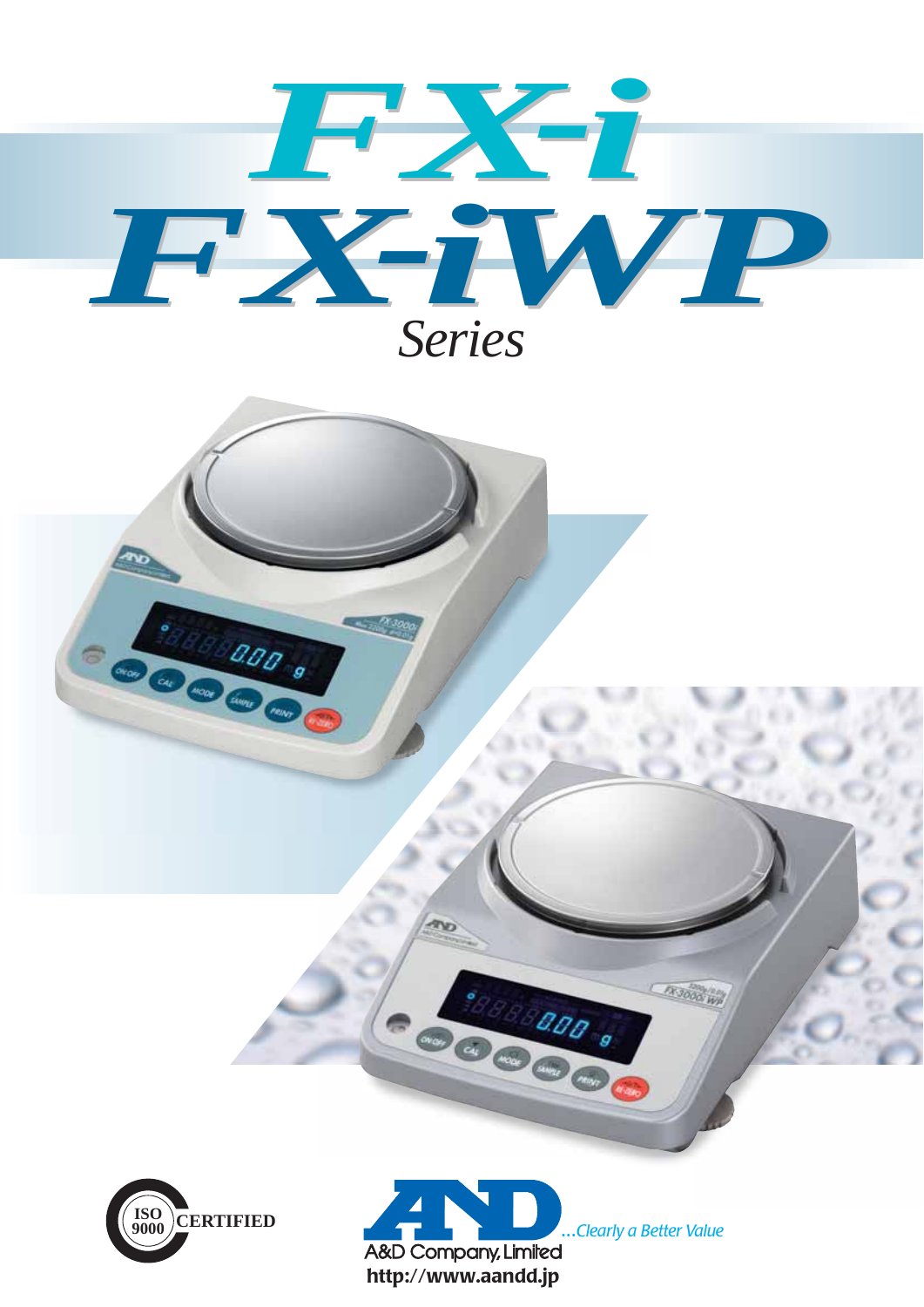# FX-i
# FX-iWP
## *Series*

ISO 9000 CERTIFIED

A&D Company, Limited

*...Clearly a Better Value*

**http://www.aandd.jp**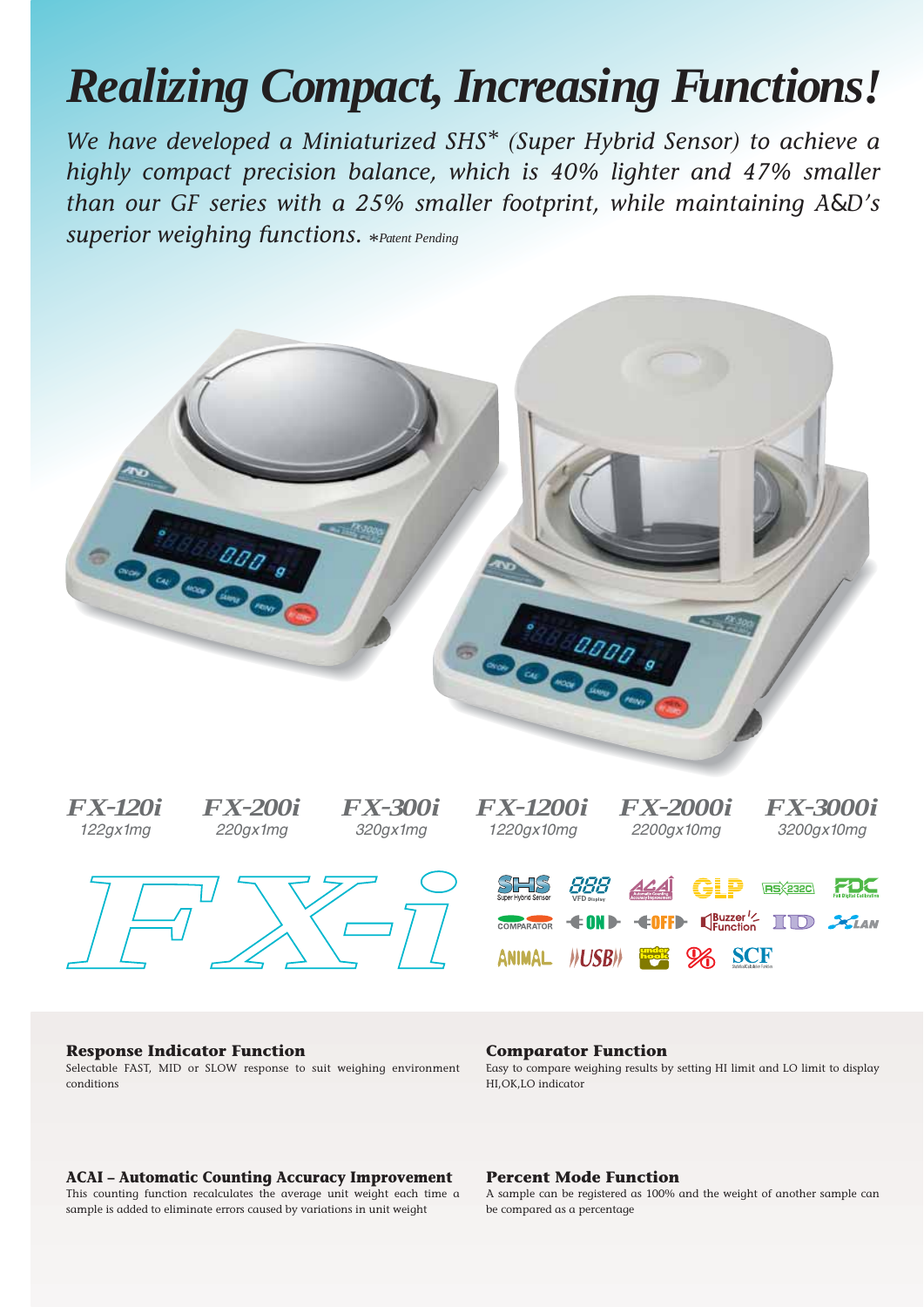# Realizing Compact, Increasing Functions!

*We have developed a Miniaturized SHS* (Super Hybrid Sensor) to achieve a highly compact precision balance, which is 40% lighter and 47% smaller than our GF series with a 25% smaller footprint, while maintaining A&D's superior weighing functions.* *Patent Pending

| FX-120i | FX-200i | FX-300i | FX-1200i | FX-2000i | FX-3000i |
|---|---|---|---|---|---|
| 122gx1mg | 220gx1mg | 320gx1mg | 1220gx10mg | 2200gx10mg | 3200gx10mg |

FX-i

SHS Super Hybrid Sensor · 888 VFD Display · ACAI · GLP · RS232C · FDC Full Digital Calibration · COMPARATOR · ON · OFF · Buzzer Function · ID · LAN · ANIMAL · USB · under hook · % · SCF

**Response Indicator Function**
Selectable FAST, MID or SLOW response to suit weighing environment conditions

**Comparator Function**
Easy to compare weighing results by setting HI limit and LO limit to display HI,OK,LO indicator

**ACAI – Automatic Counting Accuracy Improvement**
This counting function recalculates the average unit weight each time a sample is added to eliminate errors caused by variations in unit weight

**Percent Mode Function**
A sample can be registered as 100% and the weight of another sample can be compared as a percentage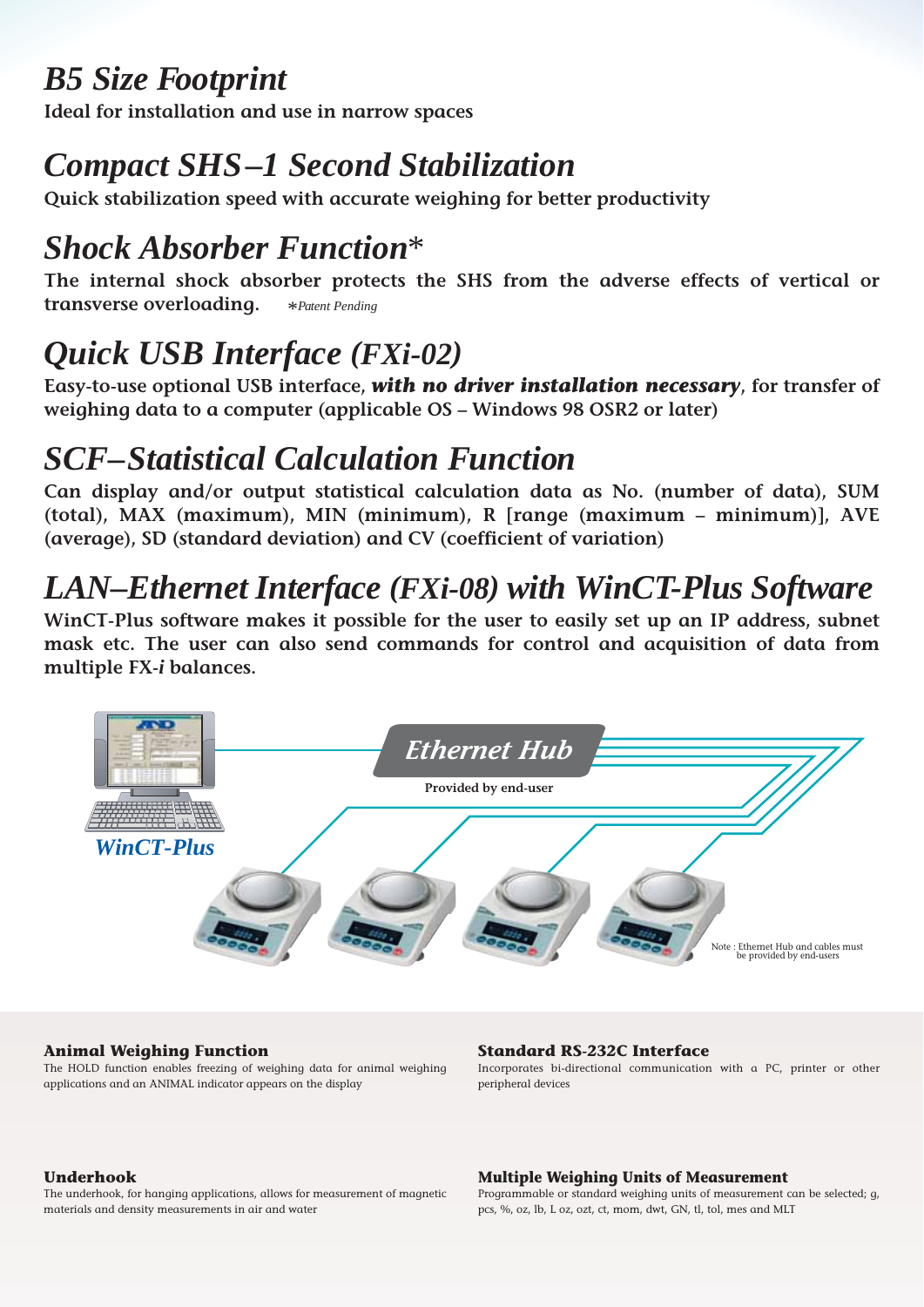## *B5 Size Footprint*

**Ideal for installation and use in narrow spaces**

## *Compact SHS–1 Second Stabilization*

**Quick stabilization speed with accurate weighing for better productivity**

## *Shock Absorber Function**

**The internal shock absorber protects the SHS from the adverse effects of vertical or transverse overloading.** *Patent Pending

## *Quick USB Interface (FXi-02)*

**Easy-to-use optional USB interface, *with no driver installation necessary*, for transfer of weighing data to a computer (applicable OS – Windows 98 OSR2 or later)**

## *SCF–Statistical Calculation Function*

**Can display and/or output statistical calculation data as No. (number of data), SUM (total), MAX (maximum), MIN (minimum), R [range (maximum – minimum)], AVE (average), SD (standard deviation) and CV (coefficient of variation)**

## *LAN–Ethernet Interface (FXi-08) with WinCT-Plus Software*

**WinCT-Plus software makes it possible for the user to easily set up an IP address, subnet mask etc. The user can also send commands for control and acquisition of data from multiple FX-*i* balances.**

Ethernet Hub

Provided by end-user

WinCT-Plus

Note : Ethernet Hub and cables must be provided by end-users

### Animal Weighing Function

The HOLD function enables freezing of weighing data for animal weighing applications and an ANIMAL indicator appears on the display

### Standard RS-232C Interface

Incorporates bi-directional communication with a PC, printer or other peripheral devices

### Underhook

The underhook, for hanging applications, allows for measurement of magnetic materials and density measurements in air and water

### Multiple Weighing Units of Measurement

Programmable or standard weighing units of measurement can be selected; g, pcs, %, oz, lb, L oz, ozt, ct, mom, dwt, GN, tl, tol, mes and MLT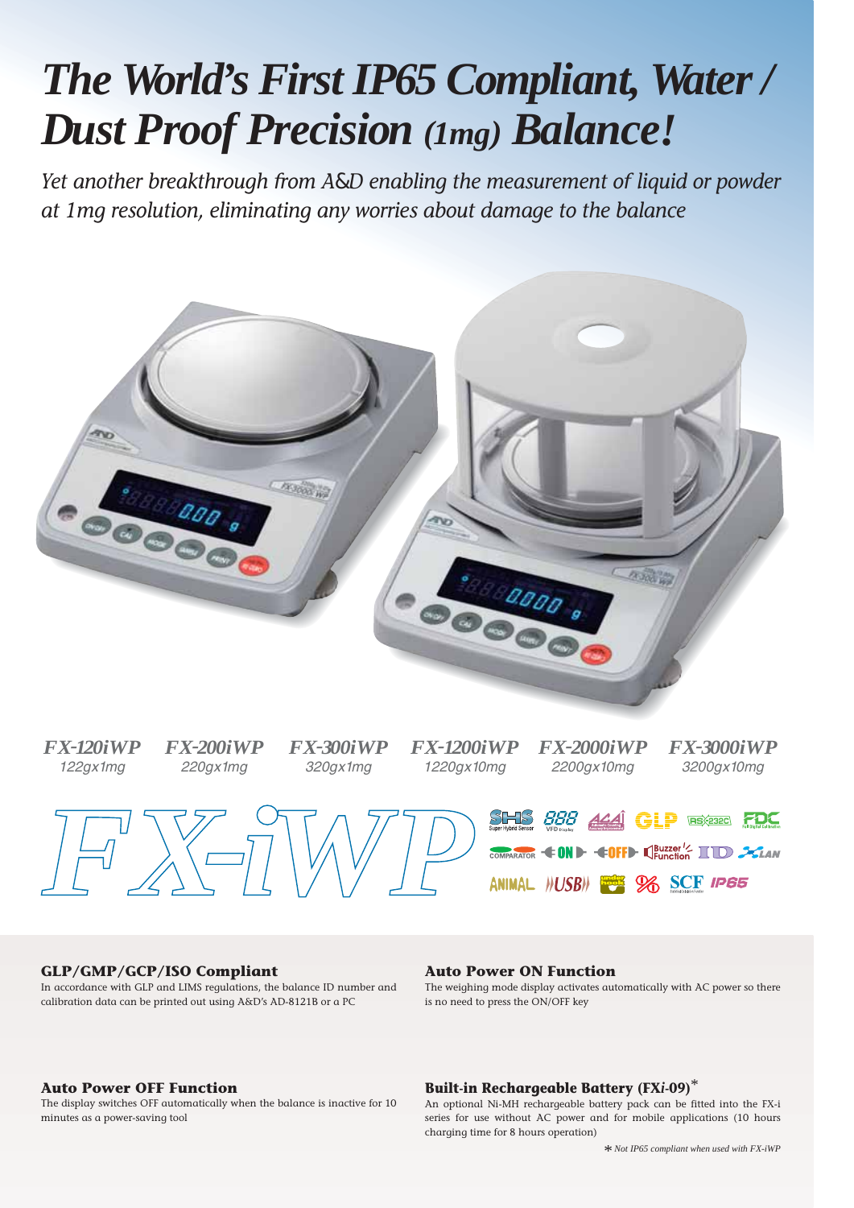# The World's First IP65 Compliant, Water / Dust Proof Precision (1mg) Balance!

*Yet another breakthrough from A&D enabling the measurement of liquid or powder at 1mg resolution, eliminating any worries about damage to the balance*

| FX-120iWP | FX-200iWP | FX-300iWP | FX-1200iWP | FX-2000iWP | FX-3000iWP |
|---|---|---|---|---|---|
| 122gx1mg | 220gx1mg | 320gx1mg | 1220gx10mg | 2200gx10mg | 3200gx10mg |

# FX-iWP

### GLP/GMP/GCP/ISO Compliant
In accordance with GLP and LIMS regulations, the balance ID number and calibration data can be printed out using A&D's AD-8121B or a PC

### Auto Power ON Function
The weighing mode display activates automatically with AC power so there is no need to press the ON/OFF key

### Auto Power OFF Function
The display switches OFF automatically when the balance is inactive for 10 minutes as a power-saving tool

### Built-in Rechargeable Battery (FX*i*-09)*
An optional Ni-MH rechargeable battery pack can be fitted into the FX-i series for use without AC power and for mobile applications (10 hours charging time for 8 hours operation)

\* *Not IP65 compliant when used with FX-iWP*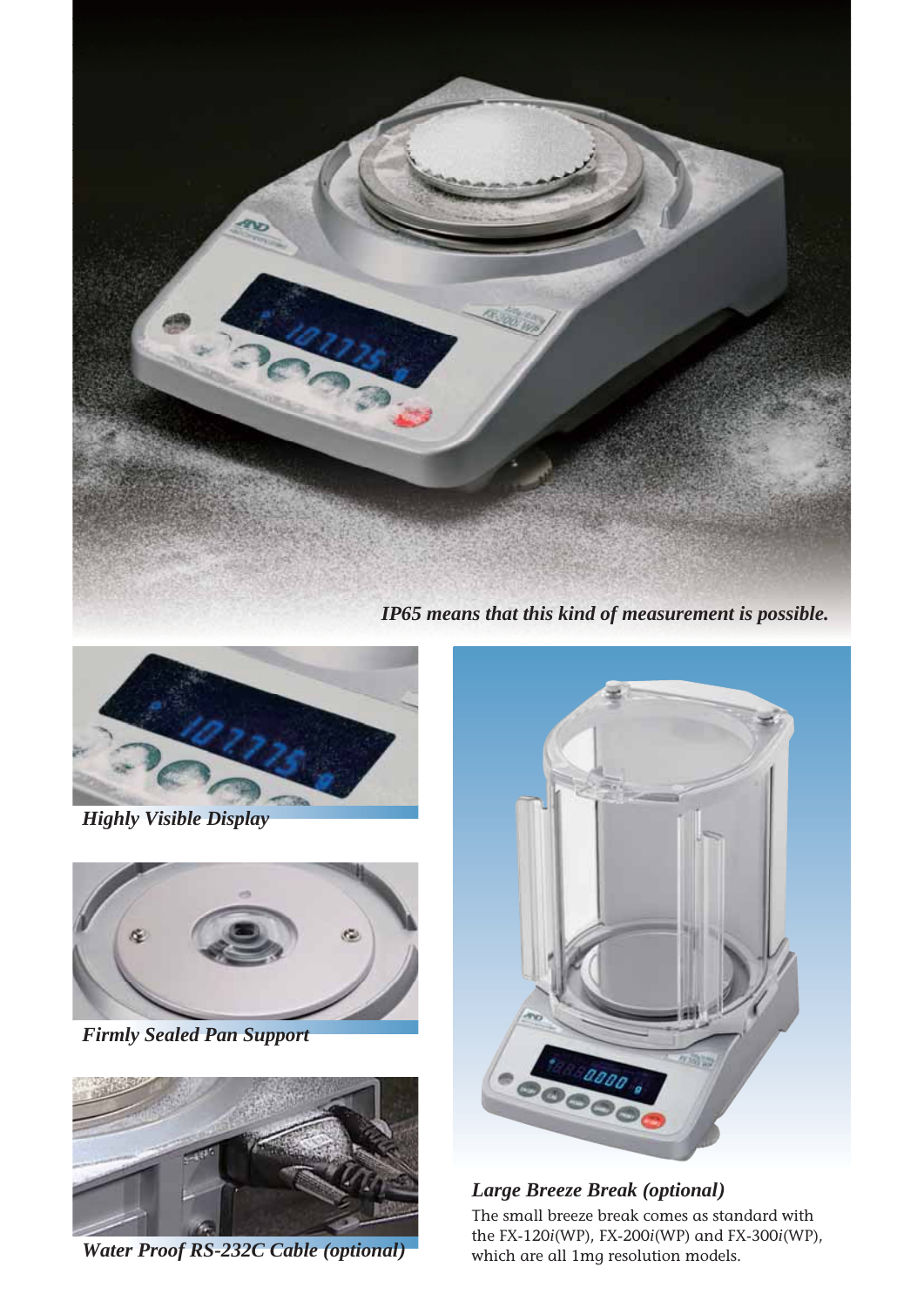*IP65 means that this kind of measurement is possible.*

*Highly Visible Display*

*Firmly Sealed Pan Support*

*Water Proof RS-232C Cable (optional)*

### *Large Breeze Break (optional)*

The small breeze break comes as standard with the FX-120*i*(WP), FX-200*i*(WP) and FX-300*i*(WP), which are all 1mg resolution models.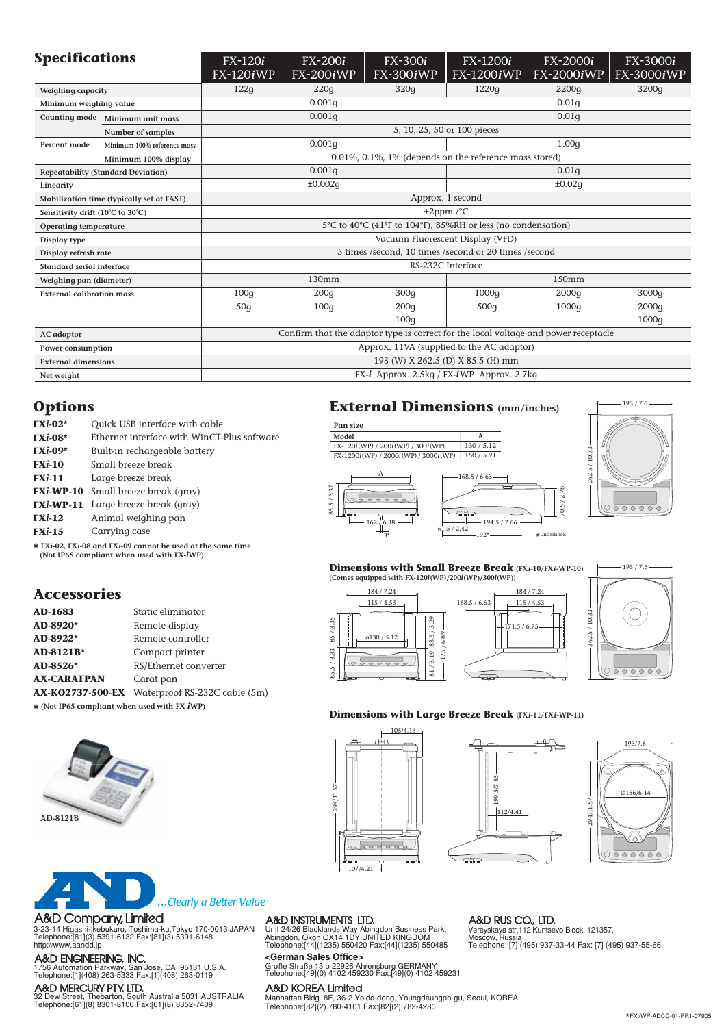## Specifications

| | | FX-120*i* FX-120*i*WP | FX-200*i* FX-200*i*WP | FX-300*i* FX-300*i*WP | FX-1200*i* FX-1200*i*WP | FX-2000*i* FX-2000*i*WP | FX-3000*i* FX-3000*i*WP |
|---|---|---|---|---|---|---|---|
| Weighing capacity | | 122g | 220g | 320g | 1220g | 2200g | 3200g |
| Minimum weighing value | | 0.001g | | | 0.01g | | |
| Counting mode | Minimum unit mass | 0.001g | | | 0.01g | | |
| | Number of samples | 5, 10, 25, 50 or 100 pieces | | | | | |
| Percent mode | Minimum 100% reference mass | 0.001g | | | 1.00g | | |
| | Minimum 100% display | 0.01%, 0.1%, 1% (depends on the reference mass stored) | | | | | |
| Repeatability (Standard Deviation) | | 0.001g | | | 0.01g | | |
| Linearity | | ±0.002g | | | ±0.02g | | |
| Stabilization time (typically set at FAST) | | Approx. 1 second | | | | | |
| Sensitivity drift (10°C to 30°C) | | ±2ppm /°C | | | | | |
| Operating temperature | | 5°C to 40°C (41°F to 104°F), 85%RH or less (no condensation) | | | | | |
| Display type | | Vacuum Fluorescent Display (VFD) | | | | | |
| Display refresh rate | | 5 times /second, 10 times /second or 20 times /second | | | | | |
| Standard serial interface | | RS-232C Interface | | | | | |
| Weighing pan (diameter) | | 130mm | | | 150mm | | |
| External calibration mass | | 100g 50g | 200g 100g | 300g 200g 100g | 1000g 500g | 2000g 1000g | 3000g 2000g 1000g |
| AC adaptor | | Confirm that the adaptor type is correct for the local voltage and power receptacle | | | | | |
| Power consumption | | Approx. 11VA (supplied to the AC adaptor) | | | | | |
| External dimensions | | 193 (W) X 262.5 (D) X 85.5 (H) mm | | | | | |
| Net weight | | FX-*i* Approx. 2.5kg / FX-*i*WP Approx. 2.7kg | | | | | |

## Options

- **FX*i*-02*** Quick USB interface with cable
- **FX*i*-08*** Ethernet interface with WinCT-Plus software
- **FX*i*-09*** Built-in rechargeable battery
- **FX*i*-10** Small breeze break
- **FX*i*-11** Large breeze break
- **FX*i*-WP-10** Small breeze break (gray)
- **FX*i*-WP-11** Large breeze break (gray)
- **FX*i*-12** Animal weighing pan
- **FX*i*-15** Carrying case

* FX*i*-02, FX*i*-08 and FX*i*-09 cannot be used at the same time.
(Not IP65 compliant when used with FX-*i*WP)

## Accessories

- **AD-1683** Static eliminator
- **AD-8920*** Remote display
- **AD-8922*** Remote controller
- **AD-8121B*** Compact printer
- **AD-8526*** RS/Ethernet converter
- **AX-CARATPAN** Carat pan
- **AX-KO2737-500-EX** Waterproof RS-232C cable (5m)

* (Not IP65 compliant when used with FX-*i*WP)

AD-8121B

## External Dimensions (mm/inches)

Pan size

| Model | A |
|---|---|
| FX-120*i*(WP) / 200*i*(WP) / 300*i*(WP) | 130 / 5.12 |
| FX-1200*i*(WP) / 2000*i*(WP) / 3000*i*(WP) | 150 / 5.91 |

A
85.5 / 3.37
162 / 6.38
3*
168.5 / 6.63
70.5 / 2.78
61.5 / 2.42
194.5 / 7.66
192*
*Underhook
193 / 7.6
262.5 / 10.33

### Dimensions with Small Breeze Break (FX*i*-10/FX*i*-WP-10)
(Comes equipped with FX-120*i*(WP)/200*i*(WP)/300*i*(WP))

184 / 7.24
115 / 4.53
ø130 / 5.12
85.5 / 3.35
85 / 3.35
83.5 / 3.29
175 / 6.89
81 / 3.19
85.5 / 3.33
168.5 / 6.63
171.5 / 6.75
193 / 7.6
262.5 / 10.33

### Dimensions with Large Breeze Break (FX*i*-11/FX*i*-WP-11)

105/4.13
294/11.57
107/4.21
199.5/7.85
112/4.41
193/7.6
Ø156/6.14
294/11.57

...Clearly a Better Value

**A&D Company, Limited**
3-23-14 Higashi-Ikebukuro, Toshima-ku,Tokyo 170-0013 JAPAN
Telephone:[81](3) 5391-6132 Fax:[81](3) 5391-6148
http://www.aandd.jp

**A&D ENGINEERING, INC.**
1756 Automation Parkway, San Jose, CA 95131 U.S.A.
Telephone:[1](408) 263-5333 Fax:[1](408) 263-0119

**A&D MERCURY PTY. LTD.**
32 Dew Street, Thebarton, South Australia 5031 AUSTRALIA
Telephone:[61](8) 8301-8100 Fax:[61](8) 8352-7409

**A&D INSTRUMENTS LTD.**
Unit 24/26 Blacklands Way Abingdon Business Park, Abingdon, Oxon OX14 1DY UNITED KINGDOM
Telephone:[44](1235) 550420 Fax:[44](1235) 550485

**<German Sales Office>**
Große Straße 13 b 22926 Ahrensburg GERMANY
Telephone:[49](0) 4102 459230 Fax:[49](0) 4102 459231

**A&D KOREA Limited**
Manhattan Bldg. 8F, 36-2 Yoido-dong, Youngdeungpo-gu, Seoul, KOREA
Telephone:[82](2) 780-4101 Fax:[82](2) 782-4280

**A&D RUS CO., LTD.**
Vereyskaya str.112 Kuntsevo Block, 121357, Moscow, Russia
Telephone: [7] (495) 937-33-44 Fax: [7] (495) 937-55-66

*FXi/WP-ADCC-01-PR1-07905